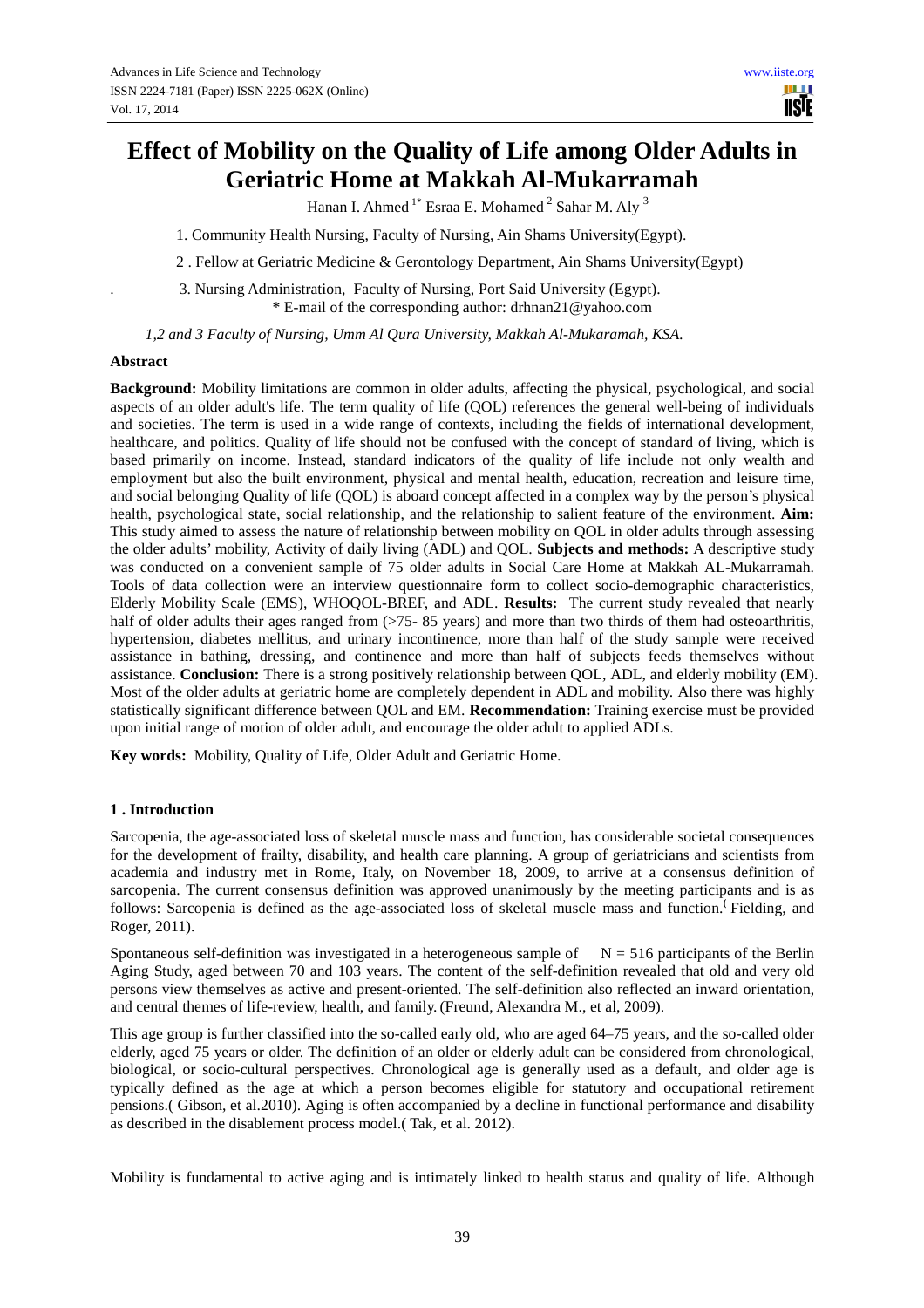# Effect of Mobility on the Quality of Life among Older Adults in Geriatric Home at Makkah Al-Mukarramah

Hanan I. Ahmed [1*] Esraa E. Mohamed [2] Sahar M. Aly [3]

1. Community Health Nursing, Faculty of Nursing, Ain Shams University(Egypt).

2 . Fellow at Geriatric Medicine & Gerontology Department, Ain Shams University(Egypt)

3. Nursing Administration, Faculty of Nursing, Port Said University (Egypt).

\* E-mail of the corresponding author: drhnan21@yahoo.com

*1,2 and 3 Faculty of Nursing, Umm Al Qura University, Makkah Al-Mukaramah, KSA.*

## Abstract

**Background:** Mobility limitations are common in older adults, affecting the physical, psychological, and social aspects of an older adult's life. The term quality of life (QOL) references the general well-being of individuals and societies. The term is used in a wide range of contexts, including the fields of international development, healthcare, and politics. Quality of life should not be confused with the concept of standard of living, which is based primarily on income. Instead, standard indicators of the quality of life include not only wealth and employment but also the built environment, physical and mental health, education, recreation and leisure time, and social belonging Quality of life (QOL) is aboard concept affected in a complex way by the person's physical health, psychological state, social relationship, and the relationship to salient feature of the environment. **Aim:** This study aimed to assess the nature of relationship between mobility on QOL in older adults through assessing the older adults' mobility, Activity of daily living (ADL) and QOL. **Subjects and methods:** A descriptive study was conducted on a convenient sample of 75 older adults in Social Care Home at Makkah AL-Mukarramah. Tools of data collection were an interview questionnaire form to collect socio-demographic characteristics, Elderly Mobility Scale (EMS), WHOQOL-BREF, and ADL. **Results:** The current study revealed that nearly half of older adults their ages ranged from (>75- 85 years) and more than two thirds of them had osteoarthritis, hypertension, diabetes mellitus, and urinary incontinence, more than half of the study sample were received assistance in bathing, dressing, and continence and more than half of subjects feeds themselves without assistance. **Conclusion:** There is a strong positively relationship between QOL, ADL, and elderly mobility (EM). Most of the older adults at geriatric home are completely dependent in ADL and mobility. Also there was highly statistically significant difference between QOL and EM. **Recommendation:** Training exercise must be provided upon initial range of motion of older adult, and encourage the older adult to applied ADLs.

**Key words:** Mobility, Quality of Life, Older Adult and Geriatric Home.

## 1 . Introduction

Sarcopenia, the age-associated loss of skeletal muscle mass and function, has considerable societal consequences for the development of frailty, disability, and health care planning. A group of geriatricians and scientists from academia and industry met in Rome, Italy, on November 18, 2009, to arrive at a consensus definition of sarcopenia. The current consensus definition was approved unanimously by the meeting participants and is as follows: Sarcopenia is defined as the age-associated loss of skeletal muscle mass and function.( Fielding, and Roger, 2011).

Spontaneous self-definition was investigated in a heterogeneous sample of N = 516 participants of the Berlin Aging Study, aged between 70 and 103 years. The content of the self-definition revealed that old and very old persons view themselves as active and present-oriented. The self-definition also reflected an inward orientation, and central themes of life-review, health, and family. (Freund, Alexandra M., et al, 2009).

This age group is further classified into the so-called early old, who are aged 64–75 years, and the so-called older elderly, aged 75 years or older. The definition of an older or elderly adult can be considered from chronological, biological, or socio-cultural perspectives. Chronological age is generally used as a default, and older age is typically defined as the age at which a person becomes eligible for statutory and occupational retirement pensions.( Gibson, et al.2010). Aging is often accompanied by a decline in functional performance and disability as described in the disablement process model.( Tak, et al. 2012).

Mobility is fundamental to active aging and is intimately linked to health status and quality of life. Although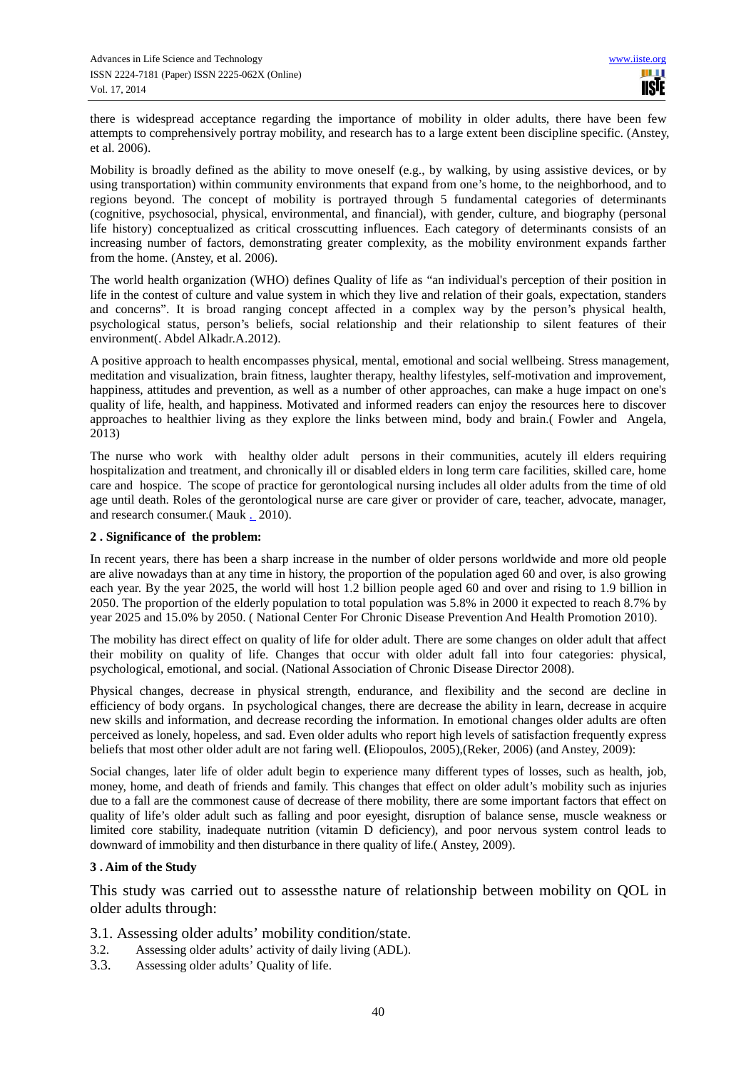there is widespread acceptance regarding the importance of mobility in older adults, there have been few attempts to comprehensively portray mobility, and research has to a large extent been discipline specific. (Anstey, et al. 2006).

Mobility is broadly defined as the ability to move oneself (e.g., by walking, by using assistive devices, or by using transportation) within community environments that expand from one's home, to the neighborhood, and to regions beyond. The concept of mobility is portrayed through 5 fundamental categories of determinants (cognitive, psychosocial, physical, environmental, and financial), with gender, culture, and biography (personal life history) conceptualized as critical crosscutting influences. Each category of determinants consists of an increasing number of factors, demonstrating greater complexity, as the mobility environment expands farther from the home. (Anstey, et al. 2006).

The world health organization (WHO) defines Quality of life as "an individual's perception of their position in life in the contest of culture and value system in which they live and relation of their goals, expectation, standers and concerns". It is broad ranging concept affected in a complex way by the person's physical health, psychological status, person's beliefs, social relationship and their relationship to silent features of their environment(. Abdel Alkadr.A.2012).

A positive approach to health encompasses physical, mental, emotional and social wellbeing. Stress management, meditation and visualization, brain fitness, laughter therapy, healthy lifestyles, self-motivation and improvement, happiness, attitudes and prevention, as well as a number of other approaches, can make a huge impact on one's quality of life, health, and happiness. Motivated and informed readers can enjoy the resources here to discover approaches to healthier living as they explore the links between mind, body and brain.( Fowler and Angela, 2013)

The nurse who work with healthy older adult persons in their communities, acutely ill elders requiring hospitalization and treatment, and chronically ill or disabled elders in long term care facilities, skilled care, home care and hospice. The scope of practice for gerontological nursing includes all older adults from the time of old age until death. Roles of the gerontological nurse are care giver or provider of care, teacher, advocate, manager, and research consumer.( Mauk . 2010).

## 2 . Significance of the problem:

In recent years, there has been a sharp increase in the number of older persons worldwide and more old people are alive nowadays than at any time in history, the proportion of the population aged 60 and over, is also growing each year. By the year 2025, the world will host 1.2 billion people aged 60 and over and rising to 1.9 billion in 2050. The proportion of the elderly population to total population was 5.8% in 2000 it expected to reach 8.7% by year 2025 and 15.0% by 2050. ( National Center For Chronic Disease Prevention And Health Promotion 2010).

The mobility has direct effect on quality of life for older adult. There are some changes on older adult that affect their mobility on quality of life. Changes that occur with older adult fall into four categories: physical, psychological, emotional, and social. (National Association of Chronic Disease Director 2008).

Physical changes, decrease in physical strength, endurance, and flexibility and the second are decline in efficiency of body organs. In psychological changes, there are decrease the ability in learn, decrease in acquire new skills and information, and decrease recording the information. In emotional changes older adults are often perceived as lonely, hopeless, and sad. Even older adults who report high levels of satisfaction frequently express beliefs that most other older adult are not faring well. **(**Eliopoulos, 2005),(Reker, 2006) (and Anstey, 2009):

Social changes, later life of older adult begin to experience many different types of losses, such as health, job, money, home, and death of friends and family. This changes that effect on older adult's mobility such as injuries due to a fall are the commonest cause of decrease of there mobility, there are some important factors that effect on quality of life's older adult such as falling and poor eyesight, disruption of balance sense, muscle weakness or limited core stability, inadequate nutrition (vitamin D deficiency), and poor nervous system control leads to downward of immobility and then disturbance in there quality of life.( Anstey, 2009).

## 3 . Aim of the Study

This study was carried out to assessthe nature of relationship between mobility on QOL in older adults through:

3.1. Assessing older adults' mobility condition/state.
3.2. Assessing older adults' activity of daily living (ADL).
3.3. Assessing older adults' Quality of life.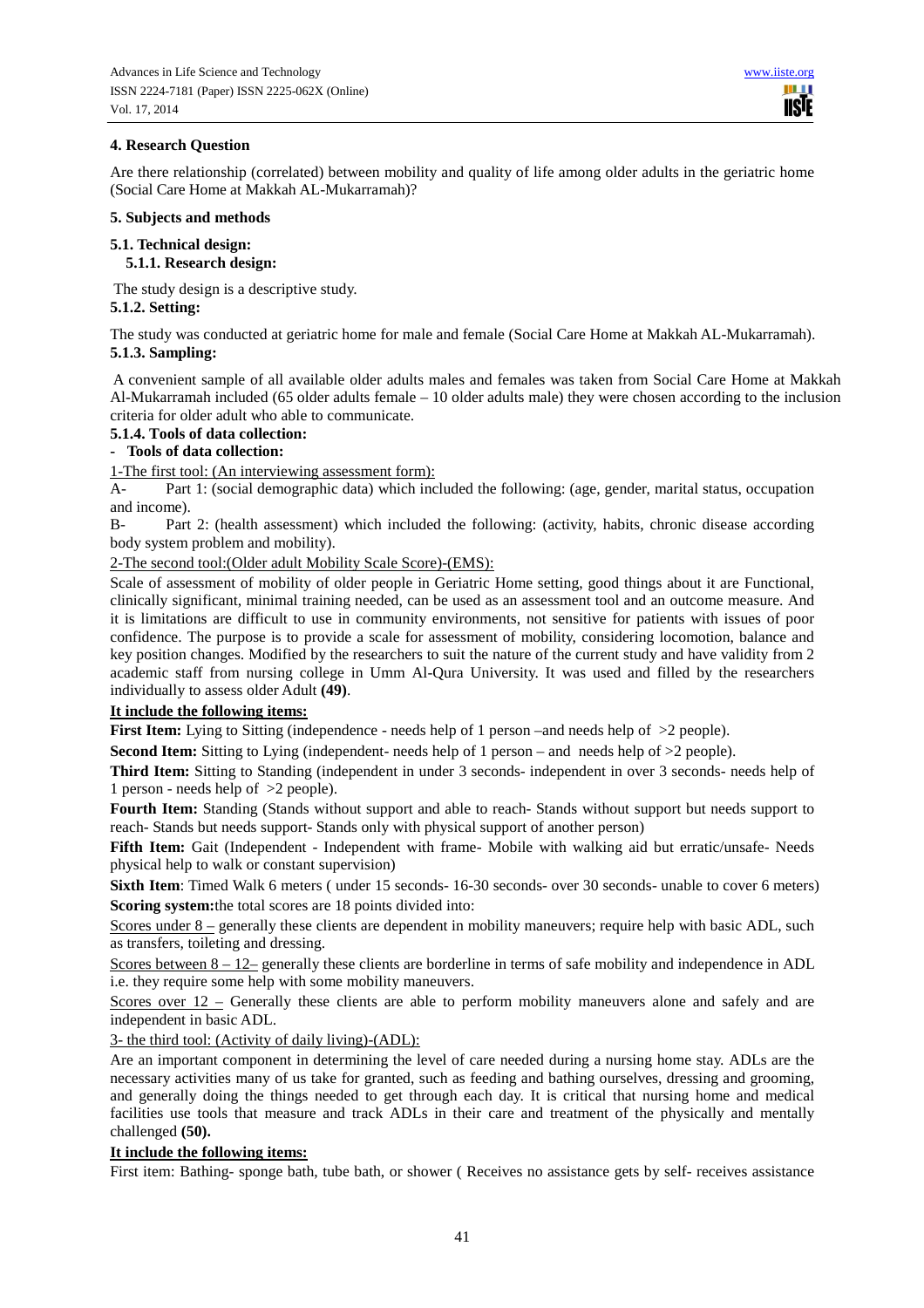## 4. Research Question

Are there relationship (correlated) between mobility and quality of life among older adults in the geriatric home (Social Care Home at Makkah AL-Mukarramah)?

## 5. Subjects and methods

### 5.1. Technical design:

#### 5.1.1. Research design:

The study design is a descriptive study.

#### 5.1.2. Setting:

The study was conducted at geriatric home for male and female (Social Care Home at Makkah AL-Mukarramah).

#### 5.1.3. Sampling:

A convenient sample of all available older adults males and females was taken from Social Care Home at Makkah Al-Mukarramah included (65 older adults female – 10 older adults male) they were chosen according to the inclusion criteria for older adult who able to communicate.

#### 5.1.4. Tools of data collection:

- **Tools of data collection:**

1-The first tool: (An interviewing assessment form):

A- Part 1: (social demographic data) which included the following: (age, gender, marital status, occupation and income).

B- Part 2: (health assessment) which included the following: (activity, habits, chronic disease according body system problem and mobility).

2-The second tool:(Older adult Mobility Scale Score)-(EMS):

Scale of assessment of mobility of older people in Geriatric Home setting, good things about it are Functional, clinically significant, minimal training needed, can be used as an assessment tool and an outcome measure. And it is limitations are difficult to use in community environments, not sensitive for patients with issues of poor confidence. The purpose is to provide a scale for assessment of mobility, considering locomotion, balance and key position changes. Modified by the researchers to suit the nature of the current study and have validity from 2 academic staff from nursing college in Umm Al-Qura University. It was used and filled by the researchers individually to assess older Adult **(49)**.

**It include the following items:**

**First Item:** Lying to Sitting (independence - needs help of 1 person –and needs help of >2 people).

**Second Item:** Sitting to Lying (independent- needs help of 1 person – and needs help of >2 people).

**Third Item:** Sitting to Standing (independent in under 3 seconds- independent in over 3 seconds- needs help of 1 person - needs help of >2 people).

**Fourth Item:** Standing (Stands without support and able to reach- Stands without support but needs support to reach- Stands but needs support- Stands only with physical support of another person)

**Fifth Item:** Gait (Independent - Independent with frame- Mobile with walking aid but erratic/unsafe- Needs physical help to walk or constant supervision)

**Sixth Item**: Timed Walk 6 meters ( under 15 seconds- 16-30 seconds- over 30 seconds- unable to cover 6 meters)

**Scoring system:**the total scores are 18 points divided into:

Scores under 8 – generally these clients are dependent in mobility maneuvers; require help with basic ADL, such as transfers, toileting and dressing.

Scores between 8 – 12– generally these clients are borderline in terms of safe mobility and independence in ADL i.e. they require some help with some mobility maneuvers.

Scores over 12 – Generally these clients are able to perform mobility maneuvers alone and safely and are independent in basic ADL.

3- the third tool: (Activity of daily living)-(ADL):

Are an important component in determining the level of care needed during a nursing home stay. ADLs are the necessary activities many of us take for granted, such as feeding and bathing ourselves, dressing and grooming, and generally doing the things needed to get through each day. It is critical that nursing home and medical facilities use tools that measure and track ADLs in their care and treatment of the physically and mentally challenged **(50).**

**It include the following items:**

First item: Bathing- sponge bath, tube bath, or shower ( Receives no assistance gets by self- receives assistance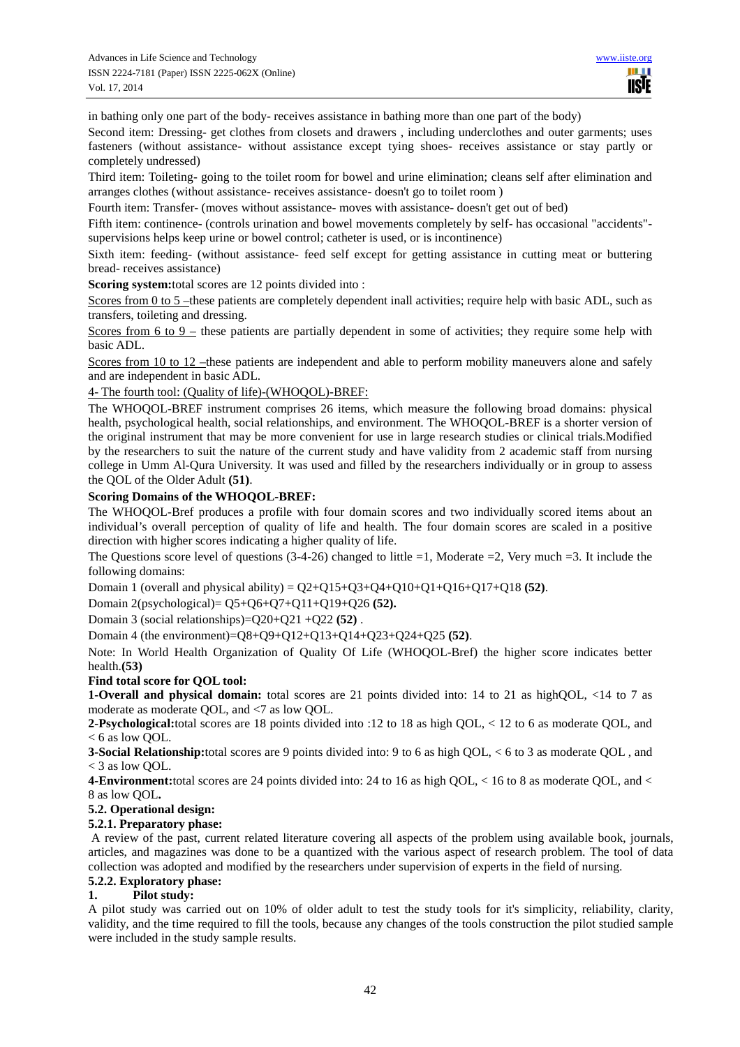in bathing only one part of the body- receives assistance in bathing more than one part of the body)

Second item: Dressing- get clothes from closets and drawers , including underclothes and outer garments; uses fasteners (without assistance- without assistance except tying shoes- receives assistance or stay partly or completely undressed)

Third item: Toileting- going to the toilet room for bowel and urine elimination; cleans self after elimination and arranges clothes (without assistance- receives assistance- doesn't go to toilet room )

Fourth item: Transfer- (moves without assistance- moves with assistance- doesn't get out of bed)

Fifth item: continence- (controls urination and bowel movements completely by self- has occasional "accidents"- supervisions helps keep urine or bowel control; catheter is used, or is incontinence)

Sixth item: feeding- (without assistance- feed self except for getting assistance in cutting meat or buttering bread- receives assistance)

**Scoring system:**total scores are 12 points divided into :

Scores from 0 to 5 –these patients are completely dependent inall activities; require help with basic ADL, such as transfers, toileting and dressing.

Scores from 6 to 9 – these patients are partially dependent in some of activities; they require some help with basic ADL.

Scores from 10 to 12 –these patients are independent and able to perform mobility maneuvers alone and safely and are independent in basic ADL.

4- The fourth tool: (Quality of life)-(WHOQOL)-BREF:

The WHOQOL-BREF instrument comprises 26 items, which measure the following broad domains: physical health, psychological health, social relationships, and environment. The WHOQOL-BREF is a shorter version of the original instrument that may be more convenient for use in large research studies or clinical trials.Modified by the researchers to suit the nature of the current study and have validity from 2 academic staff from nursing college in Umm Al-Qura University. It was used and filled by the researchers individually or in group to assess the QOL of the Older Adult **(51)**.

**Scoring Domains of the WHOQOL-BREF:**

The WHOQOL-Bref produces a profile with four domain scores and two individually scored items about an individual's overall perception of quality of life and health. The four domain scores are scaled in a positive direction with higher scores indicating a higher quality of life.

The Questions score level of questions (3-4-26) changed to little =1, Moderate =2, Very much =3. It include the following domains:

Domain 1 (overall and physical ability) = Q2+Q15+Q3+Q4+Q10+Q1+Q16+Q17+Q18 **(52)**.

Domain 2(psychological)= Q5+Q6+Q7+Q11+Q19+Q26 **(52).**

Domain 3 (social relationships)=Q20+Q21 +Q22 **(52)** .

Domain 4 (the environment)=Q8+Q9+Q12+Q13+Q14+Q23+Q24+Q25 **(52)**.

Note: In World Health Organization of Quality Of Life (WHOQOL-Bref) the higher score indicates better health.**(53)**

**Find total score for QOL tool:**

**1-Overall and physical domain:** total scores are 21 points divided into: 14 to 21 as highQOL, <14 to 7 as moderate as moderate QOL, and <7 as low QOL.

**2-Psychological:**total scores are 18 points divided into :12 to 18 as high QOL, < 12 to 6 as moderate QOL, and < 6 as low QOL.

**3-Social Relationship:**total scores are 9 points divided into: 9 to 6 as high QOL, < 6 to 3 as moderate QOL , and < 3 as low QOL.

**4-Environment:**total scores are 24 points divided into: 24 to 16 as high QOL, < 16 to 8 as moderate QOL, and < 8 as low QOL**.**

**5.2. Operational design:**

**5.2.1. Preparatory phase:**

A review of the past, current related literature covering all aspects of the problem using available book, journals, articles, and magazines was done to be a quantized with the various aspect of research problem. The tool of data collection was adopted and modified by the researchers under supervision of experts in the field of nursing.

**5.2.2. Exploratory phase:**

**1. Pilot study:**

A pilot study was carried out on 10% of older adult to test the study tools for it's simplicity, reliability, clarity, validity, and the time required to fill the tools, because any changes of the tools construction the pilot studied sample were included in the study sample results.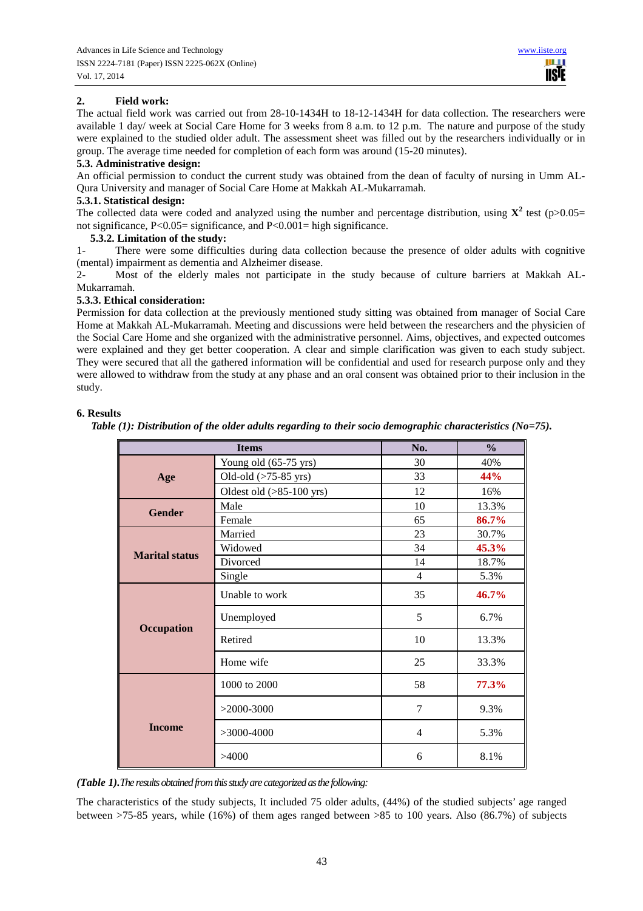### 2. Field work:

The actual field work was carried out from 28-10-1434H to 18-12-1434H for data collection. The researchers were available 1 day/ week at Social Care Home for 3 weeks from 8 a.m. to 12 p.m. The nature and purpose of the study were explained to the studied older adult. The assessment sheet was filled out by the researchers individually or in group. The average time needed for completion of each form was around (15-20 minutes).

### 5.3. Administrative design:

An official permission to conduct the current study was obtained from the dean of faculty of nursing in Umm AL-Qura University and manager of Social Care Home at Makkah AL-Mukarramah.

### 5.3.1. Statistical design:

The collected data were coded and analyzed using the number and percentage distribution, using $X^2$ test (p>0.05= not significance, P<0.05= significance, and P<0.001= high significance.

### 5.3.2. Limitation of the study:

1- There were some difficulties during data collection because the presence of older adults with cognitive (mental) impairment as dementia and Alzheimer disease.

2- Most of the elderly males not participate in the study because of culture barriers at Makkah AL-Mukarramah.

### 5.3.3. Ethical consideration:

Permission for data collection at the previously mentioned study sitting was obtained from manager of Social Care Home at Makkah AL-Mukarramah. Meeting and discussions were held between the researchers and the physicien of the Social Care Home and she organized with the administrative personnel. Aims, objectives, and expected outcomes were explained and they get better cooperation. A clear and simple clarification was given to each study subject. They were secured that all the gathered information will be confidential and used for research purpose only and they were allowed to withdraw from the study at any phase and an oral consent was obtained prior to their inclusion in the study.

## 6. Results

***Table (1): Distribution of the older adults regarding to their socio demographic characteristics (No=75).***

| Items | | No. | % |
|---|---|---|---|
| **Age** | Young old (65-75 yrs) | 30 | 40% |
| | Old-old (>75-85 yrs) | 33 | **44%** |
| | Oldest old (>85-100 yrs) | 12 | 16% |
| **Gender** | Male | 10 | 13.3% |
| | Female | 65 | **86.7%** |
| **Marital status** | Married | 23 | 30.7% |
| | Widowed | 34 | **45.3%** |
| | Divorced | 14 | 18.7% |
| | Single | 4 | 5.3% |
| **Occupation** | Unable to work | 35 | **46.7%** |
| | Unemployed | 5 | 6.7% |
| | Retired | 10 | 13.3% |
| | Home wife | 25 | 33.3% |
| **Income** | 1000 to 2000 | 58 | **77.3%** |
| | >2000-3000 | 7 | 9.3% |
| | >3000-4000 | 4 | 5.3% |
| | >4000 | 6 | 8.1% |

***(Table 1).****The results obtained from this study are categorized as the following:*

The characteristics of the study subjects, It included 75 older adults, (44%) of the studied subjects' age ranged between >75-85 years, while (16%) of them ages ranged between >85 to 100 years. Also (86.7%) of subjects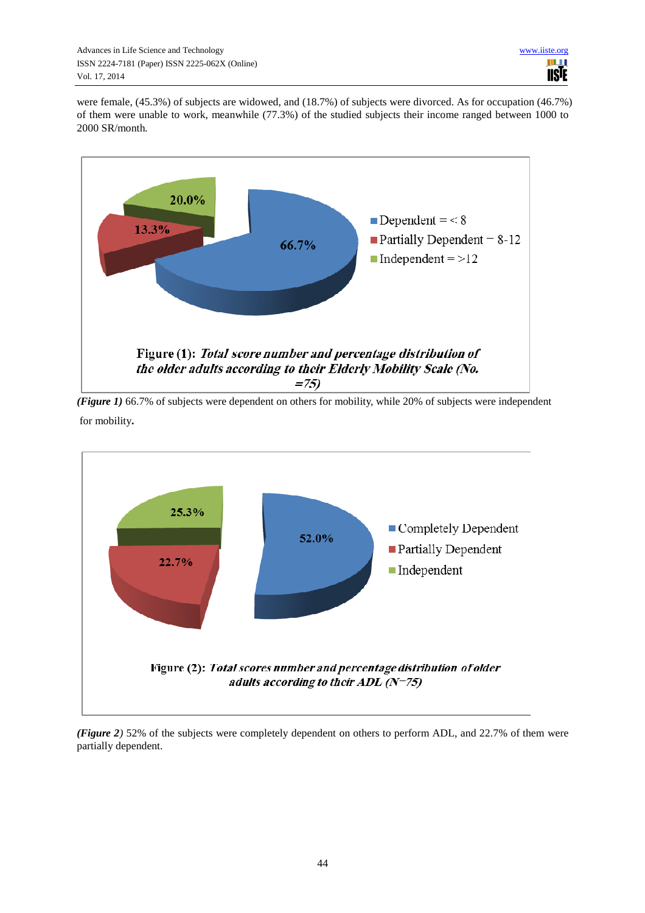were female, (45.3%) of subjects are widowed, and (18.7%) of subjects were divorced. As for occupation (46.7%) of them were unable to work, meanwhile (77.3%) of the studied subjects their income ranged between 1000 to 2000 SR/month.

Figure (1): *Total score number and percentage distribution of the older adults according to their Elderly Mobility Scale (No. =75)*

***(Figure 1)*** 66.7% of subjects were dependent on others for mobility, while 20% of subjects were independent for mobility.

Figure (2): *Total scores number and percentage distribution of older adults according to their ADL (N=75)*

***(Figure 2)*** 52% of the subjects were completely dependent on others to perform ADL, and 22.7% of them were partially dependent.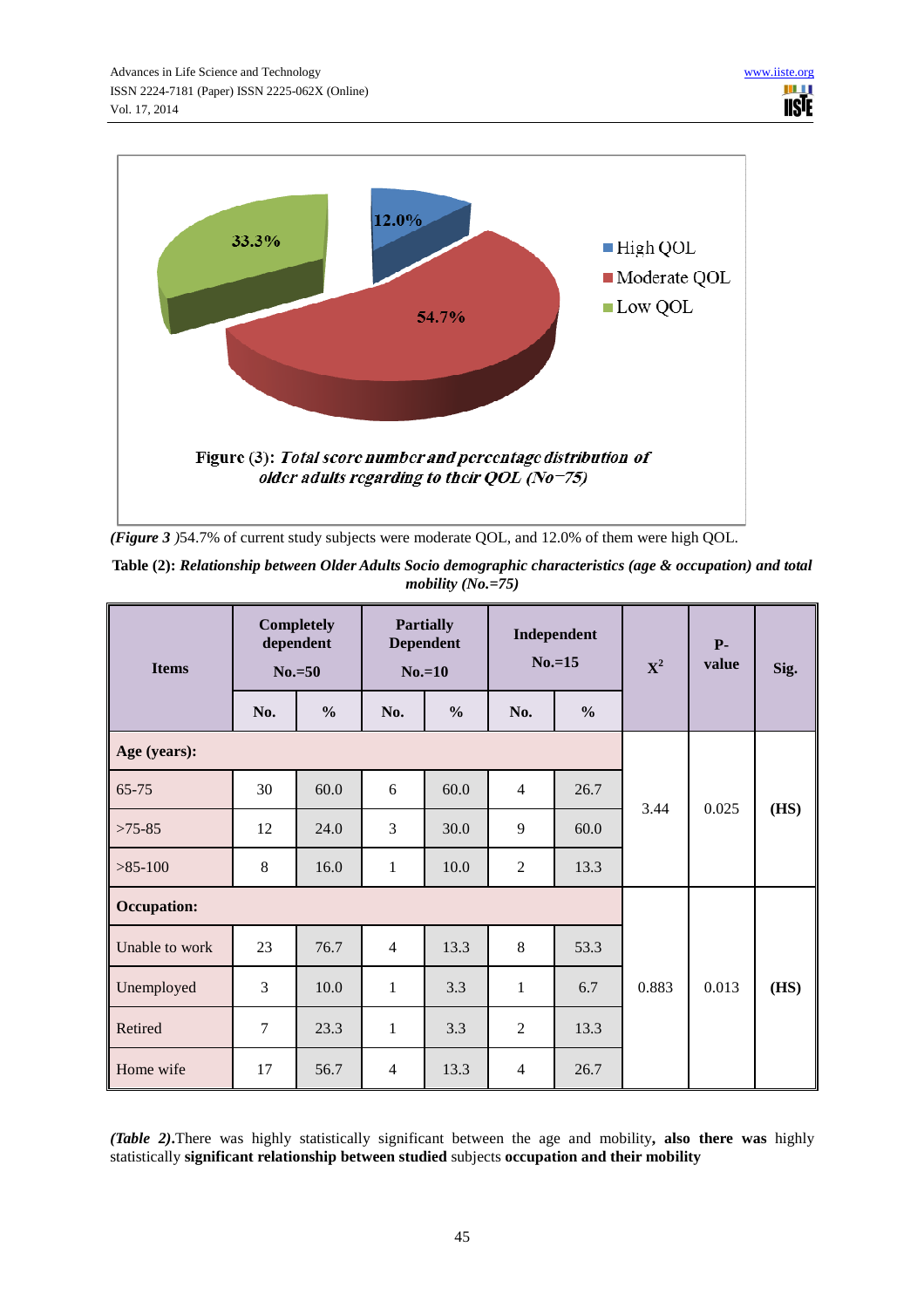Figure (3): *Total score number and percentage distribution of older adults regarding to their QOL (No=75)*

*(Figure 3 )*54.7% of current study subjects were moderate QOL, and 12.0% of them were high QOL.

**Table (2):** ***Relationship between Older Adults Socio demographic characteristics (age & occupation) and total mobility (No.=75)***

| Items | Completely dependent No.=50 | | Partially Dependent No.=10 | | Independent No.=15 | | $X^2$ | P-value | Sig. |
|---|---|---|---|---|---|---|---|---|---|
| | No. | % | No. | % | No. | % | | | |
| **Age (years):** | | | | | | | | | |
| 65-75 | 30 | 60.0 | 6 | 60.0 | 4 | 26.7 | 3.44 | 0.025 | **(HS)** |
| >75-85 | 12 | 24.0 | 3 | 30.0 | 9 | 60.0 | | | |
| >85-100 | 8 | 16.0 | 1 | 10.0 | 2 | 13.3 | | | |
| **Occupation:** | | | | | | | | | |
| Unable to work | 23 | 76.7 | 4 | 13.3 | 8 | 53.3 | 0.883 | 0.013 | **(HS)** |
| Unemployed | 3 | 10.0 | 1 | 3.3 | 1 | 6.7 | | | |
| Retired | 7 | 23.3 | 1 | 3.3 | 2 | 13.3 | | | |
| Home wife | 17 | 56.7 | 4 | 13.3 | 4 | 26.7 | | | |

***(Table 2)***.There was highly statistically significant between the age and mobility**, also there was** highly statistically **significant relationship between studied** subjects **occupation and their mobility**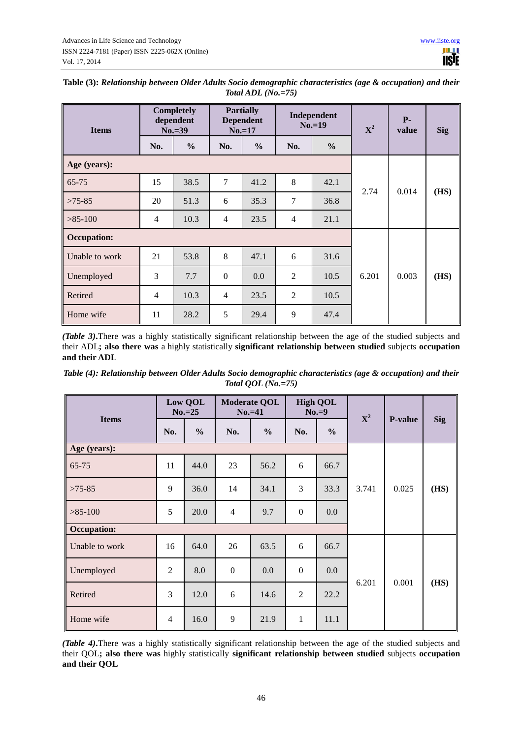**Table (3):** ***Relationship between Older Adults Socio demographic characteristics (age & occupation) and their Total ADL (No.=75)***

| Items | Completely dependent No.=39 | | Partially Dependent No.=17 | | Independent No.=19 | | $X^2$ | P-value | Sig |
|---|---|---|---|---|---|---|---|---|---|
| | No. | % | No. | % | No. | % | | | |
| **Age (years):** | | | | | | | | | |
| 65-75 | 15 | 38.5 | 7 | 41.2 | 8 | 42.1 | 2.74 | 0.014 | **(HS)** |
| >75-85 | 20 | 51.3 | 6 | 35.3 | 7 | 36.8 | | | |
| >85-100 | 4 | 10.3 | 4 | 23.5 | 4 | 21.1 | | | |
| **Occupation:** | | | | | | | | | |
| Unable to work | 21 | 53.8 | 8 | 47.1 | 6 | 31.6 | 6.201 | 0.003 | **(HS)** |
| Unemployed | 3 | 7.7 | 0 | 0.0 | 2 | 10.5 | | | |
| Retired | 4 | 10.3 | 4 | 23.5 | 2 | 10.5 | | | |
| Home wife | 11 | 28.2 | 5 | 29.4 | 9 | 47.4 | | | |

***(Table 3)*****.**There was a highly statistically significant relationship between the age of the studied subjects and their ADL**; also there was** a highly statistically **significant relationship between studied** subjects **occupation and their ADL**

***Table (4): Relationship between Older Adults Socio demographic characteristics (age & occupation) and their Total QOL (No.=75)***

| Items | Low QOL No.=25 | | Moderate QOL No.=41 | | High QOL No.=9 | | $X^2$ | P-value | Sig |
|---|---|---|---|---|---|---|---|---|---|
| | No. | % | No. | % | No. | % | | | |
| **Age (years):** | | | | | | | | | |
| 65-75 | 11 | 44.0 | 23 | 56.2 | 6 | 66.7 | 3.741 | 0.025 | **(HS)** |
| >75-85 | 9 | 36.0 | 14 | 34.1 | 3 | 33.3 | | | |
| >85-100 | 5 | 20.0 | 4 | 9.7 | 0 | 0.0 | | | |
| **Occupation:** | | | | | | | | | |
| Unable to work | 16 | 64.0 | 26 | 63.5 | 6 | 66.7 | 6.201 | 0.001 | **(HS)** |
| Unemployed | 2 | 8.0 | 0 | 0.0 | 0 | 0.0 | | | |
| Retired | 3 | 12.0 | 6 | 14.6 | 2 | 22.2 | | | |
| Home wife | 4 | 16.0 | 9 | 21.9 | 1 | 11.1 | | | |

***(Table 4)*****.**There was a highly statistically significant relationship between the age of the studied subjects and their QOL**; also there was** highly statistically **significant relationship between studied** subjects **occupation and their QOL**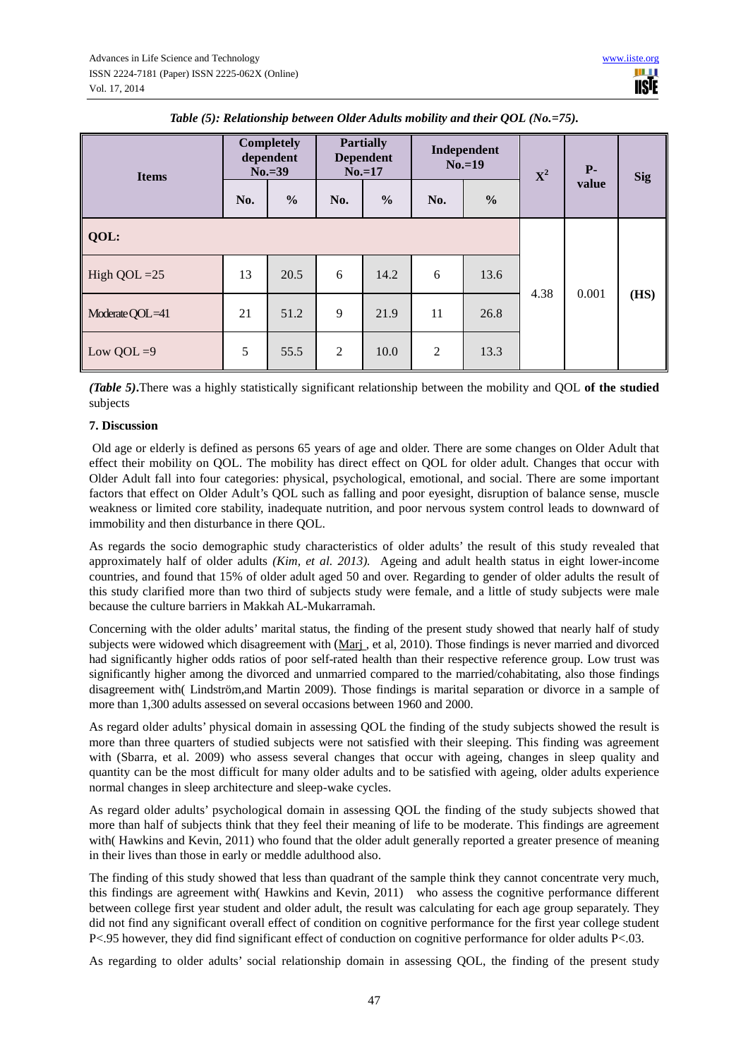*Table (5): Relationship between Older Adults mobility and their QOL (No.=75).*

| Items | Completely dependent No.=39 | | Partially Dependent No.=17 | | Independent No.=19 | | $X^2$ | P-value | Sig |
|---|---|---|---|---|---|---|---|---|---|
| | No. | % | No. | % | No. | % | | | |
| **QOL:** | | | | | | | | | |
| High QOL =25 | 13 | 20.5 | 6 | 14.2 | 6 | 13.6 | 4.38 | 0.001 | **(HS)** |
| Moderate QOL =41 | 21 | 51.2 | 9 | 21.9 | 11 | 26.8 | | | |
| Low QOL =9 | 5 | 55.5 | 2 | 10.0 | 2 | 13.3 | | | |

***(Table 5)*.**There was a highly statistically significant relationship between the mobility and QOL **of the studied** subjects

### 7. Discussion

Old age or elderly is defined as persons 65 years of age and older. There are some changes on Older Adult that effect their mobility on QOL. The mobility has direct effect on QOL for older adult. Changes that occur with Older Adult fall into four categories: physical, psychological, emotional, and social. There are some important factors that effect on Older Adult's QOL such as falling and poor eyesight, disruption of balance sense, muscle weakness or limited core stability, inadequate nutrition, and poor nervous system control leads to downward of immobility and then disturbance in there QOL.

As regards the socio demographic study characteristics of older adults' the result of this study revealed that approximately half of older adults *(Kim, et al. 2013).* Ageing and adult health status in eight lower-income countries, and found that 15% of older adult aged 50 and over. Regarding to gender of older adults the result of this study clarified more than two third of subjects study were female, and a little of study subjects were male because the culture barriers in Makkah AL-Mukarramah.

Concerning with the older adults' marital status, the finding of the present study showed that nearly half of study subjects were widowed which disagreement with (Marj , et al, 2010). Those findings is never married and divorced had significantly higher odds ratios of poor self-rated health than their respective reference group. Low trust was significantly higher among the divorced and unmarried compared to the married/cohabitating, also those findings disagreement with( Lindström,and Martin 2009). Those findings is marital separation or divorce in a sample of more than 1,300 adults assessed on several occasions between 1960 and 2000.

As regard older adults' physical domain in assessing QOL the finding of the study subjects showed the result is more than three quarters of studied subjects were not satisfied with their sleeping. This finding was agreement with (Sbarra, et al. 2009) who assess several changes that occur with ageing, changes in sleep quality and quantity can be the most difficult for many older adults and to be satisfied with ageing, older adults experience normal changes in sleep architecture and sleep-wake cycles.

As regard older adults' psychological domain in assessing QOL the finding of the study subjects showed that more than half of subjects think that they feel their meaning of life to be moderate. This findings are agreement with( Hawkins and Kevin, 2011) who found that the older adult generally reported a greater presence of meaning in their lives than those in early or meddle adulthood also.

The finding of this study showed that less than quadrant of the sample think they cannot concentrate very much, this findings are agreement with( Hawkins and Kevin, 2011) who assess the cognitive performance different between college first year student and older adult, the result was calculating for each age group separately. They did not find any significant overall effect of condition on cognitive performance for the first year college student P<.95 however, they did find significant effect of conduction on cognitive performance for older adults P<.03.

As regarding to older adults' social relationship domain in assessing QOL, the finding of the present study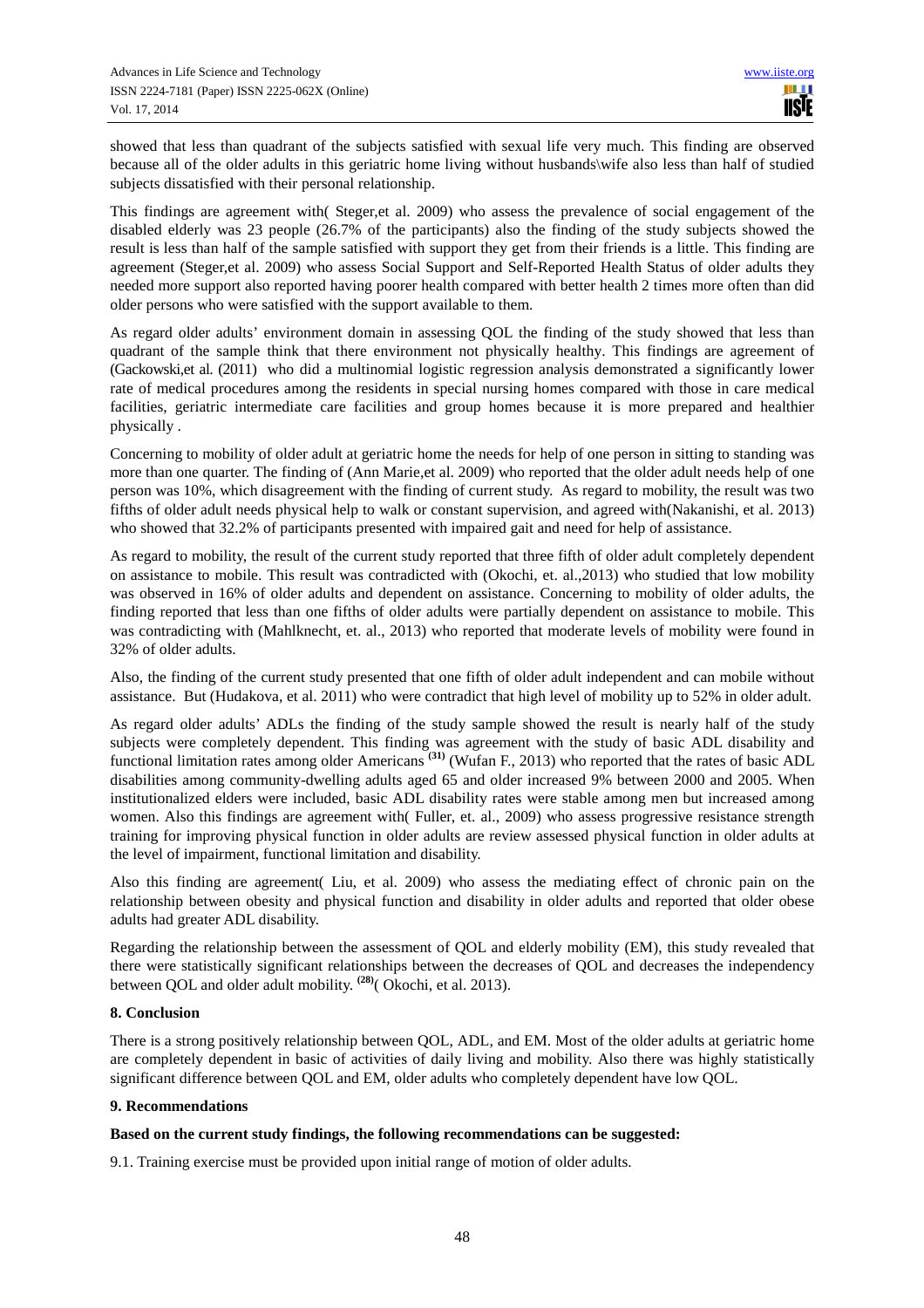showed that less than quadrant of the subjects satisfied with sexual life very much. This finding are observed because all of the older adults in this geriatric home living without husbands\wife also less than half of studied subjects dissatisfied with their personal relationship.

This findings are agreement with( Steger,et al. 2009) who assess the prevalence of social engagement of the disabled elderly was 23 people (26.7% of the participants) also the finding of the study subjects showed the result is less than half of the sample satisfied with support they get from their friends is a little. This finding are agreement (Steger,et al. 2009) who assess Social Support and Self-Reported Health Status of older adults they needed more support also reported having poorer health compared with better health 2 times more often than did older persons who were satisfied with the support available to them.

As regard older adults' environment domain in assessing QOL the finding of the study showed that less than quadrant of the sample think that there environment not physically healthy. This findings are agreement of (Gackowski,et al. (2011) who did a multinomial logistic regression analysis demonstrated a significantly lower rate of medical procedures among the residents in special nursing homes compared with those in care medical facilities, geriatric intermediate care facilities and group homes because it is more prepared and healthier physically .

Concerning to mobility of older adult at geriatric home the needs for help of one person in sitting to standing was more than one quarter. The finding of (Ann Marie,et al. 2009) who reported that the older adult needs help of one person was 10%, which disagreement with the finding of current study. As regard to mobility, the result was two fifths of older adult needs physical help to walk or constant supervision, and agreed with(Nakanishi, et al. 2013) who showed that 32.2% of participants presented with impaired gait and need for help of assistance.

As regard to mobility, the result of the current study reported that three fifth of older adult completely dependent on assistance to mobile. This result was contradicted with (Okochi, et. al.,2013) who studied that low mobility was observed in 16% of older adults and dependent on assistance. Concerning to mobility of older adults, the finding reported that less than one fifths of older adults were partially dependent on assistance to mobile. This was contradicting with (Mahlknecht, et. al., 2013) who reported that moderate levels of mobility were found in 32% of older adults.

Also, the finding of the current study presented that one fifth of older adult independent and can mobile without assistance. But (Hudakova, et al. 2011) who were contradict that high level of mobility up to 52% in older adult.

As regard older adults' ADLs the finding of the study sample showed the result is nearly half of the study subjects were completely dependent. This finding was agreement with the study of basic ADL disability and functional limitation rates among older Americans [31] (Wufan F., 2013) who reported that the rates of basic ADL disabilities among community-dwelling adults aged 65 and older increased 9% between 2000 and 2005. When institutionalized elders were included, basic ADL disability rates were stable among men but increased among women. Also this findings are agreement with( Fuller, et. al., 2009) who assess progressive resistance strength training for improving physical function in older adults are review assessed physical function in older adults at the level of impairment, functional limitation and disability.

Also this finding are agreement( Liu, et al. 2009) who assess the mediating effect of chronic pain on the relationship between obesity and physical function and disability in older adults and reported that older obese adults had greater ADL disability.

Regarding the relationship between the assessment of QOL and elderly mobility (EM), this study revealed that there were statistically significant relationships between the decreases of QOL and decreases the independency between QOL and older adult mobility. [28]( Okochi, et al. 2013).

## 8. Conclusion

There is a strong positively relationship between QOL, ADL, and EM. Most of the older adults at geriatric home are completely dependent in basic of activities of daily living and mobility. Also there was highly statistically significant difference between QOL and EM, older adults who completely dependent have low QOL.

## 9. Recommendations

**Based on the current study findings, the following recommendations can be suggested:**

9.1. Training exercise must be provided upon initial range of motion of older adults.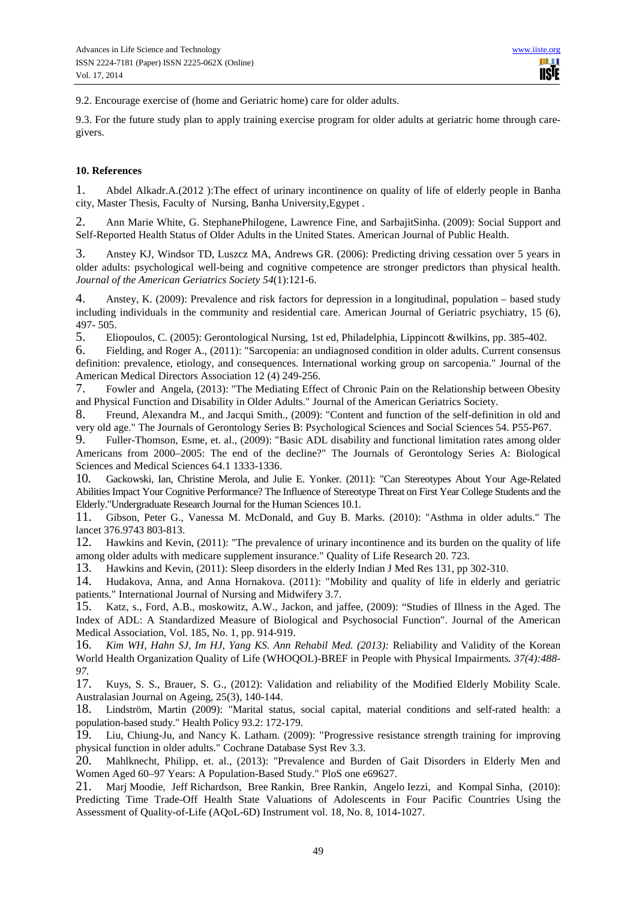9.2. Encourage exercise of (home and Geriatric home) care for older adults.

9.3. For the future study plan to apply training exercise program for older adults at geriatric home through care-givers.

## 10. References

1. Abdel Alkadr.A.(2012 ):The effect of urinary incontinence on quality of life of elderly people in Banha city, Master Thesis, Faculty of Nursing, Banha University,Egypet .

2. Ann Marie White, G. StephanePhilogene, Lawrence Fine, and SarbajitSinha. (2009): Social Support and Self-Reported Health Status of Older Adults in the United States. American Journal of Public Health.

3. Anstey KJ, Windsor TD, Luszcz MA, Andrews GR. (2006): Predicting driving cessation over 5 years in older adults: psychological well-being and cognitive competence are stronger predictors than physical health. *Journal of the American Geriatrics Society 54*(1):121-6.

4. Anstey, K. (2009): Prevalence and risk factors for depression in a longitudinal, population – based study including individuals in the community and residential care. American Journal of Geriatric psychiatry, 15 (6), 497- 505.

5. Eliopoulos, C. (2005): Gerontological Nursing, 1st ed, Philadelphia, Lippincott &wilkins, pp. 385-402.

6. Fielding, and Roger A., (2011): "Sarcopenia: an undiagnosed condition in older adults. Current consensus definition: prevalence, etiology, and consequences. International working group on sarcopenia." Journal of the American Medical Directors Association 12 (4) 249-256.

7. Fowler and Angela, (2013): "The Mediating Effect of Chronic Pain on the Relationship between Obesity and Physical Function and Disability in Older Adults." Journal of the American Geriatrics Society.

8. Freund, Alexandra M., and Jacqui Smith., (2009): "Content and function of the self-definition in old and very old age." The Journals of Gerontology Series B: Psychological Sciences and Social Sciences 54. P55-P67.

9. Fuller-Thomson, Esme, et. al., (2009): "Basic ADL disability and functional limitation rates among older Americans from 2000–2005: The end of the decline?" The Journals of Gerontology Series A: Biological Sciences and Medical Sciences 64.1 1333-1336.

10. Gackowski, Ian, Christine Merola, and Julie E. Yonker. (2011): "Can Stereotypes About Your Age-Related Abilities Impact Your Cognitive Performance? The Influence of Stereotype Threat on First Year College Students and the Elderly."Undergraduate Research Journal for the Human Sciences 10.1.

11. Gibson, Peter G., Vanessa M. McDonald, and Guy B. Marks. (2010): "Asthma in older adults." The lancet 376.9743 803-813.

12. Hawkins and Kevin, (2011): "The prevalence of urinary incontinence and its burden on the quality of life among older adults with medicare supplement insurance." Quality of Life Research 20. 723.

13. Hawkins and Kevin, (2011): Sleep disorders in the elderly Indian J Med Res 131, pp 302-310.

14. Hudakova, Anna, and Anna Hornakova. (2011): "Mobility and quality of life in elderly and geriatric patients." International Journal of Nursing and Midwifery 3.7.

15. Katz, s., Ford, A.B., moskowitz, A.W., Jackon, and jaffee, (2009): "Studies of Illness in the Aged. The Index of ADL: A Standardized Measure of Biological and Psychosocial Function". Journal of the American Medical Association, Vol. 185, No. 1, pp. 914-919.

16. *Kim WH, Hahn SJ, Im HJ, Yang KS. Ann Rehabil Med. (2013):* Reliability and Validity of the Korean World Health Organization Quality of Life (WHOQOL)-BREF in People with Physical Impairments. *37(4):488-97.*

17. Kuys, S. S., Brauer, S. G., (2012): Validation and reliability of the Modified Elderly Mobility Scale. Australasian Journal on Ageing, 25(3), 140-144.

18. Lindström, Martin (2009): "Marital status, social capital, material conditions and self-rated health: a population-based study." Health Policy 93.2: 172-179.

19. Liu, Chiung-Ju, and Nancy K. Latham. (2009): "Progressive resistance strength training for improving physical function in older adults." Cochrane Database Syst Rev 3.3.

20. Mahlknecht, Philipp, et. al., (2013): "Prevalence and Burden of Gait Disorders in Elderly Men and Women Aged 60–97 Years: A Population-Based Study." PloS one e69627.

21. Marj Moodie, Jeff Richardson, Bree Rankin, Bree Rankin, Angelo Iezzi, and Kompal Sinha, (2010): Predicting Time Trade-Off Health State Valuations of Adolescents in Four Pacific Countries Using the Assessment of Quality-of-Life (AQoL-6D) Instrument vol. 18, No. 8, 1014-1027.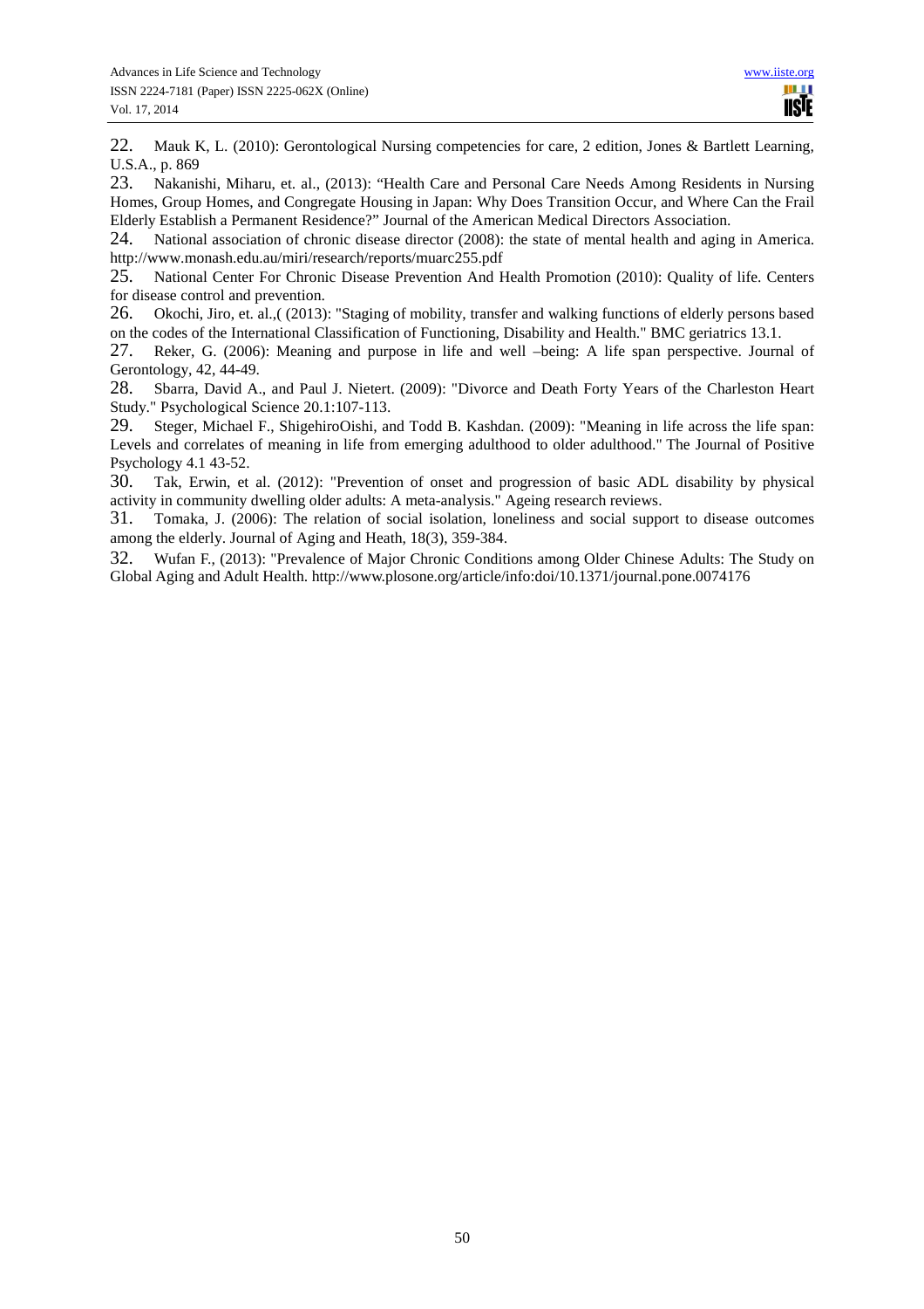22. Mauk K, L. (2010): Gerontological Nursing competencies for care, 2 edition, Jones & Bartlett Learning, U.S.A., p. 869

23. Nakanishi, Miharu, et. al., (2013): "Health Care and Personal Care Needs Among Residents in Nursing Homes, Group Homes, and Congregate Housing in Japan: Why Does Transition Occur, and Where Can the Frail Elderly Establish a Permanent Residence?" Journal of the American Medical Directors Association.

24. National association of chronic disease director (2008): the state of mental health and aging in America. http://www.monash.edu.au/miri/research/reports/muarc255.pdf

25. National Center For Chronic Disease Prevention And Health Promotion (2010): Quality of life. Centers for disease control and prevention.

26. Okochi, Jiro, et. al.,( (2013): "Staging of mobility, transfer and walking functions of elderly persons based on the codes of the International Classification of Functioning, Disability and Health." BMC geriatrics 13.1.

27. Reker, G. (2006): Meaning and purpose in life and well –being: A life span perspective. Journal of Gerontology, 42, 44-49.

28. Sbarra, David A., and Paul J. Nietert. (2009): "Divorce and Death Forty Years of the Charleston Heart Study." Psychological Science 20.1:107-113.

29. Steger, Michael F., ShigehiroOishi, and Todd B. Kashdan. (2009): "Meaning in life across the life span: Levels and correlates of meaning in life from emerging adulthood to older adulthood." The Journal of Positive Psychology 4.1 43-52.

30. Tak, Erwin, et al. (2012): "Prevention of onset and progression of basic ADL disability by physical activity in community dwelling older adults: A meta-analysis." Ageing research reviews.

31. Tomaka, J. (2006): The relation of social isolation, loneliness and social support to disease outcomes among the elderly. Journal of Aging and Heath, 18(3), 359-384.

32. Wufan F., (2013): "Prevalence of Major Chronic Conditions among Older Chinese Adults: The Study on Global Aging and Adult Health. http://www.plosone.org/article/info:doi/10.1371/journal.pone.0074176